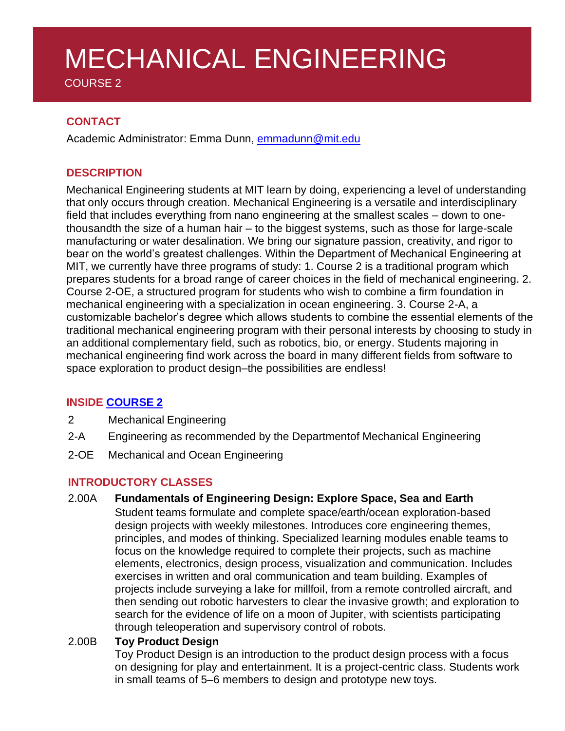# MECHANICAL ENGINEERING

COURSE 2

## CONTACT

Academic Administrator: Emma Dunn, [emmadunn@mit.edu](mailto:emmadunn@mit.edu)

## DESCRIPTION

Mechanical Engineering students at MIT learn by doing, experiencing a level of understanding that only occurs through creation. Mechanical Engineering is a versatile and interdisciplinary field that includes everything from nano engineering at the smallest scales – down to one-thousandth the size of a human hair – to the biggest systems, such as those for large-scale manufacturing or water desalination. We bring our signature passion, creativity, and rigor to bear on the world's greatest challenges. Within the Department of Mechanical Engineering at MIT, we currently have three programs of study: 1. Course 2 is a traditional program which prepares students for a broad range of career choices in the field of mechanical engineering. 2. Course 2-OE, a structured program for students who wish to combine a firm foundation in mechanical engineering with a specialization in ocean engineering. 3. Course 2-A, a customizable bachelor's degree which allows students to combine the essential elements of the traditional mechanical engineering program with their personal interests by choosing to study in an additional complementary field, such as robotics, bio, or energy. Students majoring in mechanical engineering find work across the board in many different fields from software to space exploration to product design–the possibilities are endless!

## INSIDE COURSE 2

- 2 Mechanical Engineering
- 2-A Engineering as recommended by the Departmentof Mechanical Engineering
- 2-OE Mechanical and Ocean Engineering

## INTRODUCTORY CLASSES

**2.00A Fundamentals of Engineering Design: Explore Space, Sea and Earth**

Student teams formulate and complete space/earth/ocean exploration-based design projects with weekly milestones. Introduces core engineering themes, principles, and modes of thinking. Specialized learning modules enable teams to focus on the knowledge required to complete their projects, such as machine elements, electronics, design process, visualization and communication. Includes exercises in written and oral communication and team building. Examples of projects include surveying a lake for millfoil, from a remote controlled aircraft, and then sending out robotic harvesters to clear the invasive growth; and exploration to search for the evidence of life on a moon of Jupiter, with scientists participating through teleoperation and supervisory control of robots.

**2.00B Toy Product Design**

Toy Product Design is an introduction to the product design process with a focus on designing for play and entertainment. It is a project-centric class. Students work in small teams of 5–6 members to design and prototype new toys.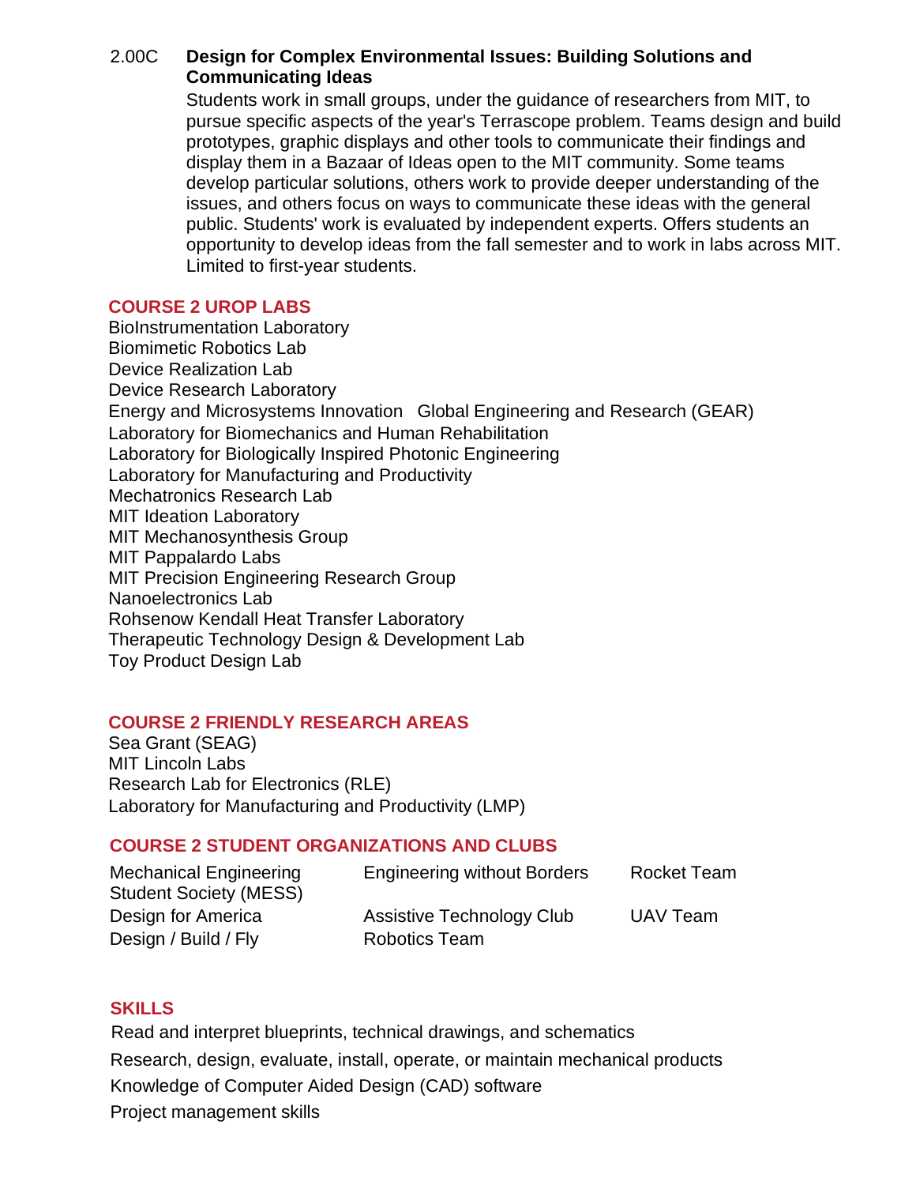2.00C **Design for Complex Environmental Issues: Building Solutions and Communicating Ideas**

Students work in small groups, under the guidance of researchers from MIT, to pursue specific aspects of the year's Terrascope problem. Teams design and build prototypes, graphic displays and other tools to communicate their findings and display them in a Bazaar of Ideas open to the MIT community. Some teams develop particular solutions, others work to provide deeper understanding of the issues, and others focus on ways to communicate these ideas with the general public. Students' work is evaluated by independent experts. Offers students an opportunity to develop ideas from the fall semester and to work in labs across MIT. Limited to first-year students.

## COURSE 2 UROP LABS

BioInstrumentation Laboratory
Biomimetic Robotics Lab
Device Realization Lab
Device Research Laboratory
Energy and Microsystems Innovation Global Engineering and Research (GEAR)
Laboratory for Biomechanics and Human Rehabilitation
Laboratory for Biologically Inspired Photonic Engineering
Laboratory for Manufacturing and Productivity
Mechatronics Research Lab
MIT Ideation Laboratory
MIT Mechanosynthesis Group
MIT Pappalardo Labs
MIT Precision Engineering Research Group
Nanoelectronics Lab
Rohsenow Kendall Heat Transfer Laboratory
Therapeutic Technology Design & Development Lab
Toy Product Design Lab

## COURSE 2 FRIENDLY RESEARCH AREAS

Sea Grant (SEAG)
MIT Lincoln Labs
Research Lab for Electronics (RLE)
Laboratory for Manufacturing and Productivity (LMP)

## COURSE 2 STUDENT ORGANIZATIONS AND CLUBS

Mechanical Engineering Student Society (MESS)
Design for America
Design / Build / Fly
Engineering without Borders
Assistive Technology Club
Robotics Team
Rocket Team
UAV Team

## SKILLS

Read and interpret blueprints, technical drawings, and schematics
Research, design, evaluate, install, operate, or maintain mechanical products
Knowledge of Computer Aided Design (CAD) software
Project management skills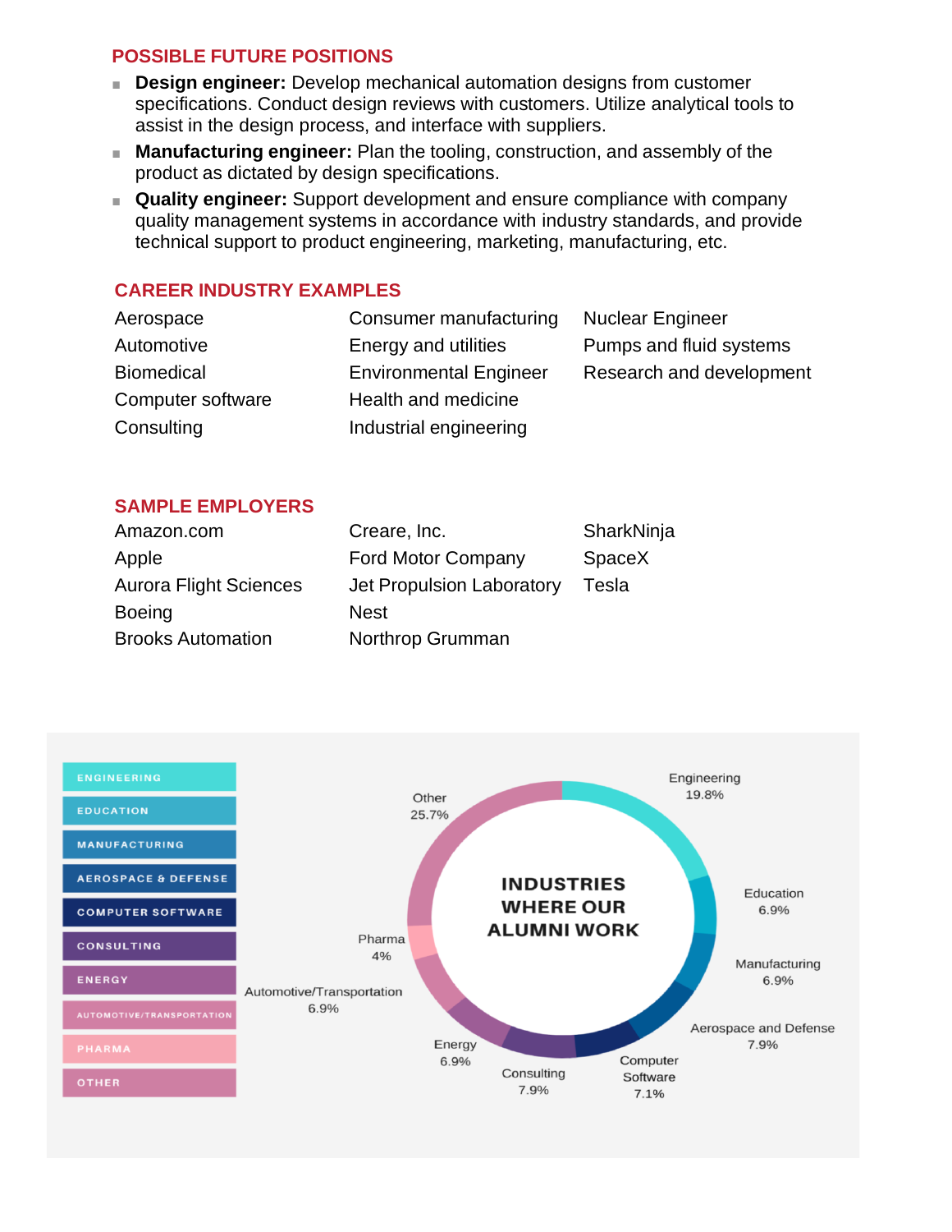## POSSIBLE FUTURE POSITIONS

- **Design engineer:** Develop mechanical automation designs from customer specifications. Conduct design reviews with customers. Utilize analytical tools to assist in the design process, and interface with suppliers.
- **Manufacturing engineer:** Plan the tooling, construction, and assembly of the product as dictated by design specifications.
- **Quality engineer:** Support development and ensure compliance with company quality management systems in accordance with industry standards, and provide technical support to product engineering, marketing, manufacturing, etc.

## CAREER INDUSTRY EXAMPLES

Aerospace
Automotive
Biomedical
Computer software
Consulting
Consumer manufacturing
Energy and utilities
Environmental Engineer
Health and medicine
Industrial engineering
Nuclear Engineer
Pumps and fluid systems
Research and development

## SAMPLE EMPLOYERS

Amazon.com
Apple
Aurora Flight Sciences
Boeing
Brooks Automation
Creare, Inc.
Ford Motor Company
Jet Propulsion Laboratory
Nest
Northrop Grumman
SharkNinja
SpaceX
Tesla

ENGINEERING
EDUCATION
MANUFACTURING
AEROSPACE & DEFENSE
COMPUTER SOFTWARE
CONSULTING
ENERGY
AUTOMOTIVE/TRANSPORTATION
PHARMA
OTHER

INDUSTRIES WHERE OUR ALUMNI WORK

Engineering 19.8%
Education 6.9%
Manufacturing 6.9%
Aerospace and Defense 7.9%
Computer Software 7.1%
Consulting 7.9%
Energy 6.9%
Automotive/Transportation 6.9%
Pharma 4%
Other 25.7%